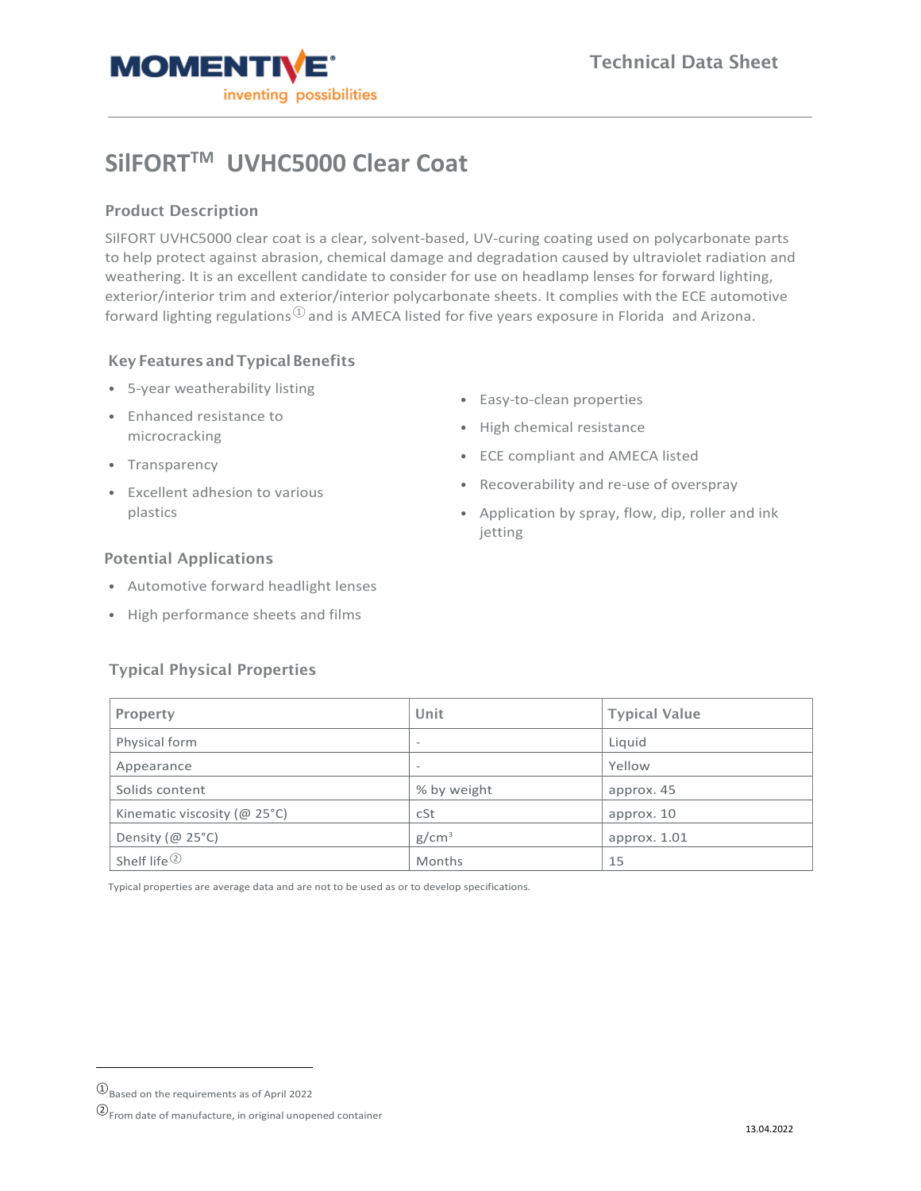# SilFORT™ UVHC5000 Clear Coat

## Product Description

SilFORT UVHC5000 clear coat is a clear, solvent-based, UV-curing coating used on polycarbonate parts to help protect against abrasion, chemical damage and degradation caused by ultraviolet radiation and weathering. It is an excellent candidate to consider for use on headlamp lenses for forward lighting, exterior/interior trim and exterior/interior polycarbonate sheets. It complies with the ECE automotive forward lighting regulations[1] and is AMECA listed for five years exposure in Florida and Arizona.

## Key Features and Typical Benefits

- 5-year weatherability listing
- Enhanced resistance to microcracking
- Transparency
- Excellent adhesion to various plastics
- Easy-to-clean properties
- High chemical resistance
- ECE compliant and AMECA listed
- Recoverability and re-use of overspray
- Application by spray, flow, dip, roller and ink jetting

## Potential Applications

- Automotive forward headlight lenses
- High performance sheets and films

## Typical Physical Properties

| Property | Unit | Typical Value |
|---|---|---|
| Physical form | - | Liquid |
| Appearance | - | Yellow |
| Solids content | % by weight | approx. 45 |
| Kinematic viscosity (@ 25°C) | cSt | approx. 10 |
| Density (@ 25°C) | $g/cm^3$ | approx. 1.01 |
| Shelf life[2] | Months | 15 |

Typical properties are average data and are not to be used as or to develop specifications.

[1] Based on the requirements as of April 2022

[2] From date of manufacture, in original unopened container

13.04.2022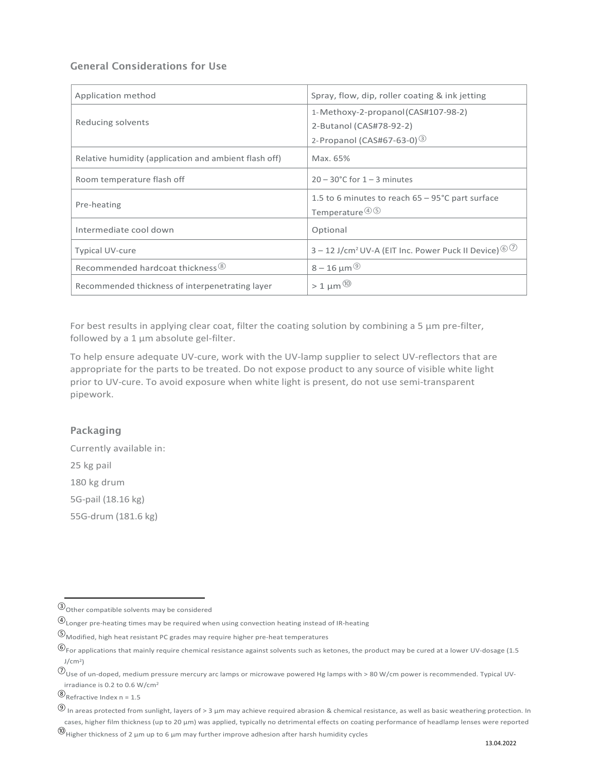## General Considerations for Use

| Application method | Spray, flow, dip, roller coating & ink jetting |
|---|---|
| Reducing solvents | 1-Methoxy-2-propanol (CAS#107-98-2)<br>2-Butanol (CAS#78-92-2)<br>2-Propanol (CAS#67-63-0) [3] |
| Relative humidity (application and ambient flash off) | Max. 65% |
| Room temperature flash off | 20 – 30°C for 1 – 3 minutes |
| Pre-heating | 1.5 to 6 minutes to reach 65 – 95°C part surface Temperature [4][5] |
| Intermediate cool down | Optional |
| Typical UV-cure | 3 – 12 J/cm² UV-A (EIT Inc. Power Puck II Device) [6][7] |
| Recommended hardcoat thickness [8] | 8 – 16 µm [9] |
| Recommended thickness of interpenetrating layer | > 1 µm [10] |

For best results in applying clear coat, filter the coating solution by combining a 5 µm pre-filter, followed by a 1 µm absolute gel-filter.

To help ensure adequate UV-cure, work with the UV-lamp supplier to select UV-reflectors that are appropriate for the parts to be treated. Do not expose product to any source of visible white light prior to UV-cure. To avoid exposure when white light is present, do not use semi-transparent pipework.

## Packaging

Currently available in:

25 kg pail

180 kg drum

5G-pail (18.16 kg)

55G-drum (181.6 kg)

---

[3] Other compatible solvents may be considered

[4] Longer pre-heating times may be required when using convection heating instead of IR-heating

[5] Modified, high heat resistant PC grades may require higher pre-heat temperatures

[6] For applications that mainly require chemical resistance against solvents such as ketones, the product may be cured at a lower UV-dosage (1.5 J/cm²)

[7] Use of un-doped, medium pressure mercury arc lamps or microwave powered Hg lamps with > 80 W/cm power is recommended. Typical UV-irradiance is 0.2 to 0.6 W/cm²

[8] Refractive Index n = 1.5

[9] In areas protected from sunlight, layers of > 3 µm may achieve required abrasion & chemical resistance, as well as basic weathering protection. In cases, higher film thickness (up to 20 µm) was applied, typically no detrimental effects on coating performance of headlamp lenses were reported

[10] Higher thickness of 2 µm up to 6 µm may further improve adhesion after harsh humidity cycles

13.04.2022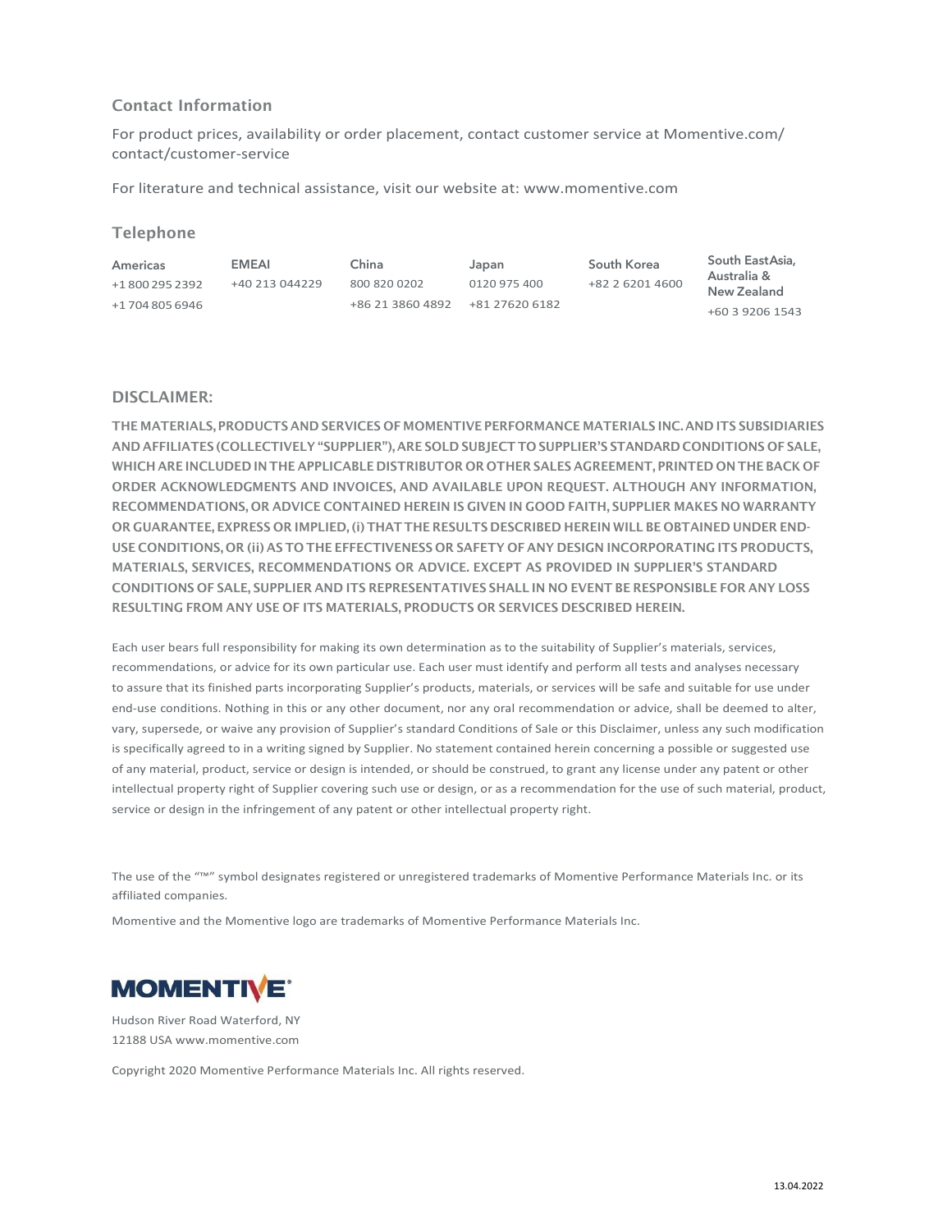## Contact Information

For product prices, availability or order placement, contact customer service at Momentive.com/contact/customer-service

For literature and technical assistance, visit our website at: www.momentive.com

## Telephone

| Americas | EMEAI | China | Japan | South Korea | South EastAsia, Australia & New Zealand |
|---|---|---|---|---|---|
| +1 800 295 2392 | +40 213 044229 | 800 820 0202 | 0120 975 400 | +82 2 6201 4600 | +60 3 9206 1543 |
| +1 704 805 6946 | | +86 21 3860 4892 | +81 27620 6182 | | |

## DISCLAIMER:

**THE MATERIALS, PRODUCTS AND SERVICES OF MOMENTIVE PERFORMANCE MATERIALS INC. AND ITS SUBSIDIARIES AND AFFILIATES (COLLECTIVELY "SUPPLIER"), ARE SOLD SUBJECT TO SUPPLIER'S STANDARD CONDITIONS OF SALE, WHICH ARE INCLUDED IN THE APPLICABLE DISTRIBUTOR OR OTHER SALES AGREEMENT, PRINTED ON THE BACK OF ORDER ACKNOWLEDGMENTS AND INVOICES, AND AVAILABLE UPON REQUEST. ALTHOUGH ANY INFORMATION, RECOMMENDATIONS, OR ADVICE CONTAINED HEREIN IS GIVEN IN GOOD FAITH, SUPPLIER MAKES NO WARRANTY OR GUARANTEE, EXPRESS OR IMPLIED, (i) THAT THE RESULTS DESCRIBED HEREIN WILL BE OBTAINED UNDER END-USE CONDITIONS, OR (ii) AS TO THE EFFECTIVENESS OR SAFETY OF ANY DESIGN INCORPORATING ITS PRODUCTS, MATERIALS, SERVICES, RECOMMENDATIONS OR ADVICE. EXCEPT AS PROVIDED IN SUPPLIER'S STANDARD CONDITIONS OF SALE, SUPPLIER AND ITS REPRESENTATIVES SHALL IN NO EVENT BE RESPONSIBLE FOR ANY LOSS RESULTING FROM ANY USE OF ITS MATERIALS, PRODUCTS OR SERVICES DESCRIBED HEREIN.**

Each user bears full responsibility for making its own determination as to the suitability of Supplier's materials, services, recommendations, or advice for its own particular use. Each user must identify and perform all tests and analyses necessary to assure that its finished parts incorporating Supplier's products, materials, or services will be safe and suitable for use under end-use conditions. Nothing in this or any other document, nor any oral recommendation or advice, shall be deemed to alter, vary, supersede, or waive any provision of Supplier's standard Conditions of Sale or this Disclaimer, unless any such modification is specifically agreed to in a writing signed by Supplier. No statement contained herein concerning a possible or suggested use of any material, product, service or design is intended, or should be construed, to grant any license under any patent or other intellectual property right of Supplier covering such use or design, or as a recommendation for the use of such material, product, service or design in the infringement of any patent or other intellectual property right.

The use of the "™" symbol designates registered or unregistered trademarks of Momentive Performance Materials Inc. or its affiliated companies.

Momentive and the Momentive logo are trademarks of Momentive Performance Materials Inc.

MOMENTIVE

Hudson River Road Waterford, NY
12188 USA www.momentive.com

Copyright 2020 Momentive Performance Materials Inc. All rights reserved.

13.04.2022